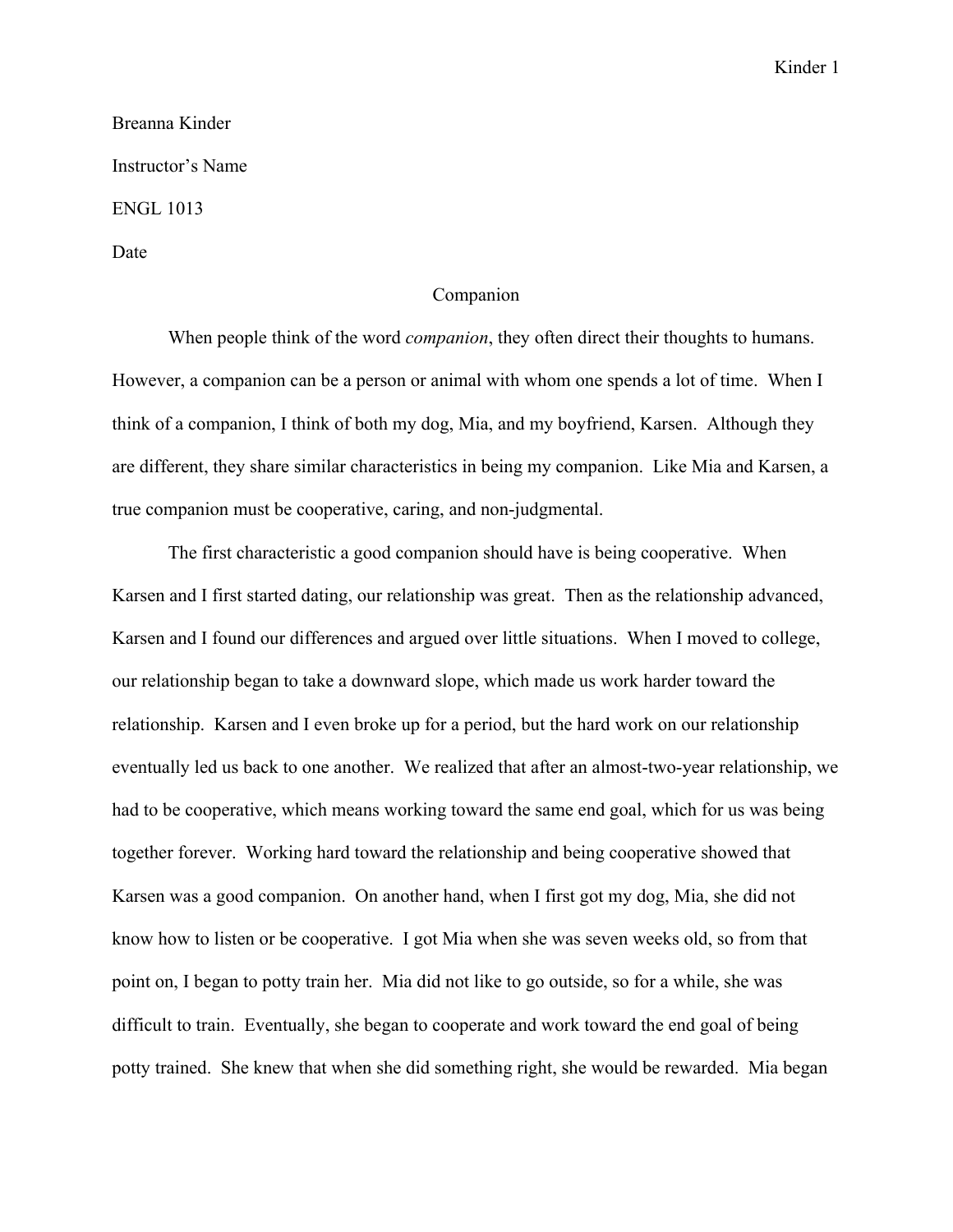Breanna Kinder

Instructor's Name

ENGL 1013

Date

# Companion

When people think of the word *companion*, they often direct their thoughts to humans. However, a companion can be a person or animal with whom one spends a lot of time. When I think of a companion, I think of both my dog, Mia, and my boyfriend, Karsen. Although they are different, they share similar characteristics in being my companion. Like Mia and Karsen, a true companion must be cooperative, caring, and non-judgmental.

The first characteristic a good companion should have is being cooperative. When Karsen and I first started dating, our relationship was great. Then as the relationship advanced, Karsen and I found our differences and argued over little situations. When I moved to college, our relationship began to take a downward slope, which made us work harder toward the relationship. Karsen and I even broke up for a period, but the hard work on our relationship eventually led us back to one another. We realized that after an almost-two-year relationship, we had to be cooperative, which means working toward the same end goal, which for us was being together forever. Working hard toward the relationship and being cooperative showed that Karsen was a good companion. On another hand, when I first got my dog, Mia, she did not know how to listen or be cooperative. I got Mia when she was seven weeks old, so from that point on, I began to potty train her. Mia did not like to go outside, so for a while, she was difficult to train. Eventually, she began to cooperate and work toward the end goal of being potty trained. She knew that when she did something right, she would be rewarded. Mia began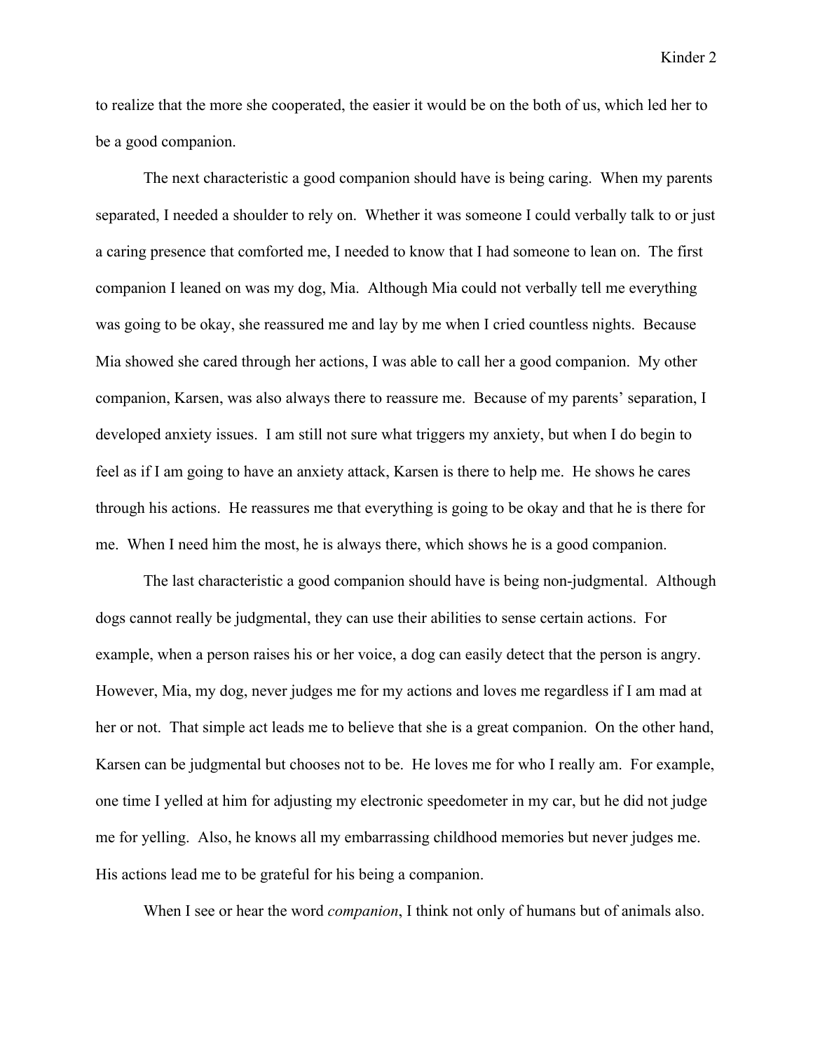to realize that the more she cooperated, the easier it would be on the both of us, which led her to be a good companion.

The next characteristic a good companion should have is being caring. When my parents separated, I needed a shoulder to rely on. Whether it was someone I could verbally talk to or just a caring presence that comforted me, I needed to know that I had someone to lean on. The first companion I leaned on was my dog, Mia. Although Mia could not verbally tell me everything was going to be okay, she reassured me and lay by me when I cried countless nights. Because Mia showed she cared through her actions, I was able to call her a good companion. My other companion, Karsen, was also always there to reassure me. Because of my parents' separation, I developed anxiety issues. I am still not sure what triggers my anxiety, but when I do begin to feel as if I am going to have an anxiety attack, Karsen is there to help me. He shows he cares through his actions. He reassures me that everything is going to be okay and that he is there for me. When I need him the most, he is always there, which shows he is a good companion.

The last characteristic a good companion should have is being non-judgmental. Although dogs cannot really be judgmental, they can use their abilities to sense certain actions. For example, when a person raises his or her voice, a dog can easily detect that the person is angry. However, Mia, my dog, never judges me for my actions and loves me regardless if I am mad at her or not. That simple act leads me to believe that she is a great companion. On the other hand, Karsen can be judgmental but chooses not to be. He loves me for who I really am. For example, one time I yelled at him for adjusting my electronic speedometer in my car, but he did not judge me for yelling. Also, he knows all my embarrassing childhood memories but never judges me. His actions lead me to be grateful for his being a companion.

When I see or hear the word *companion*, I think not only of humans but of animals also.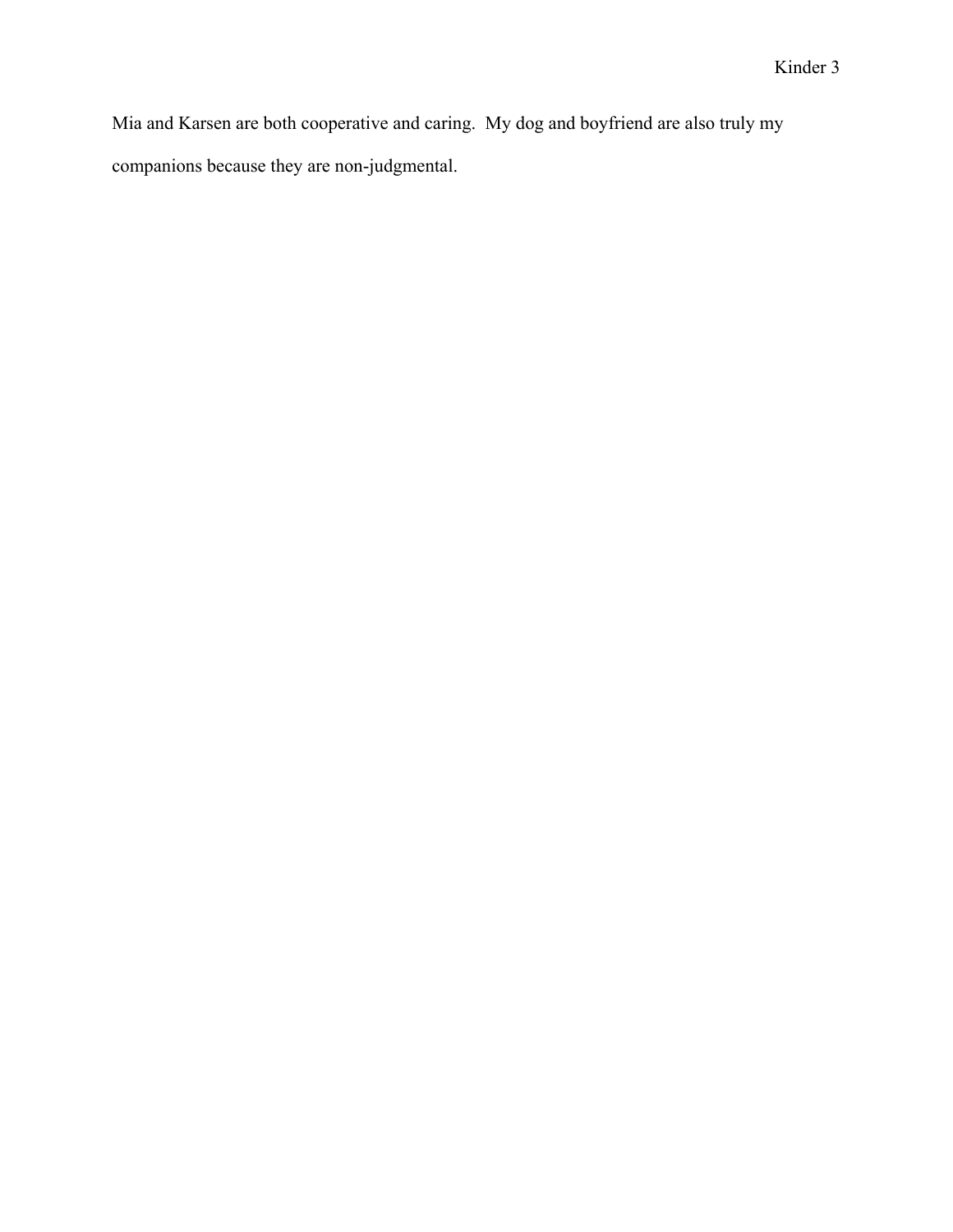Mia and Karsen are both cooperative and caring.  My dog and boyfriend are also truly my companions because they are non-judgmental.